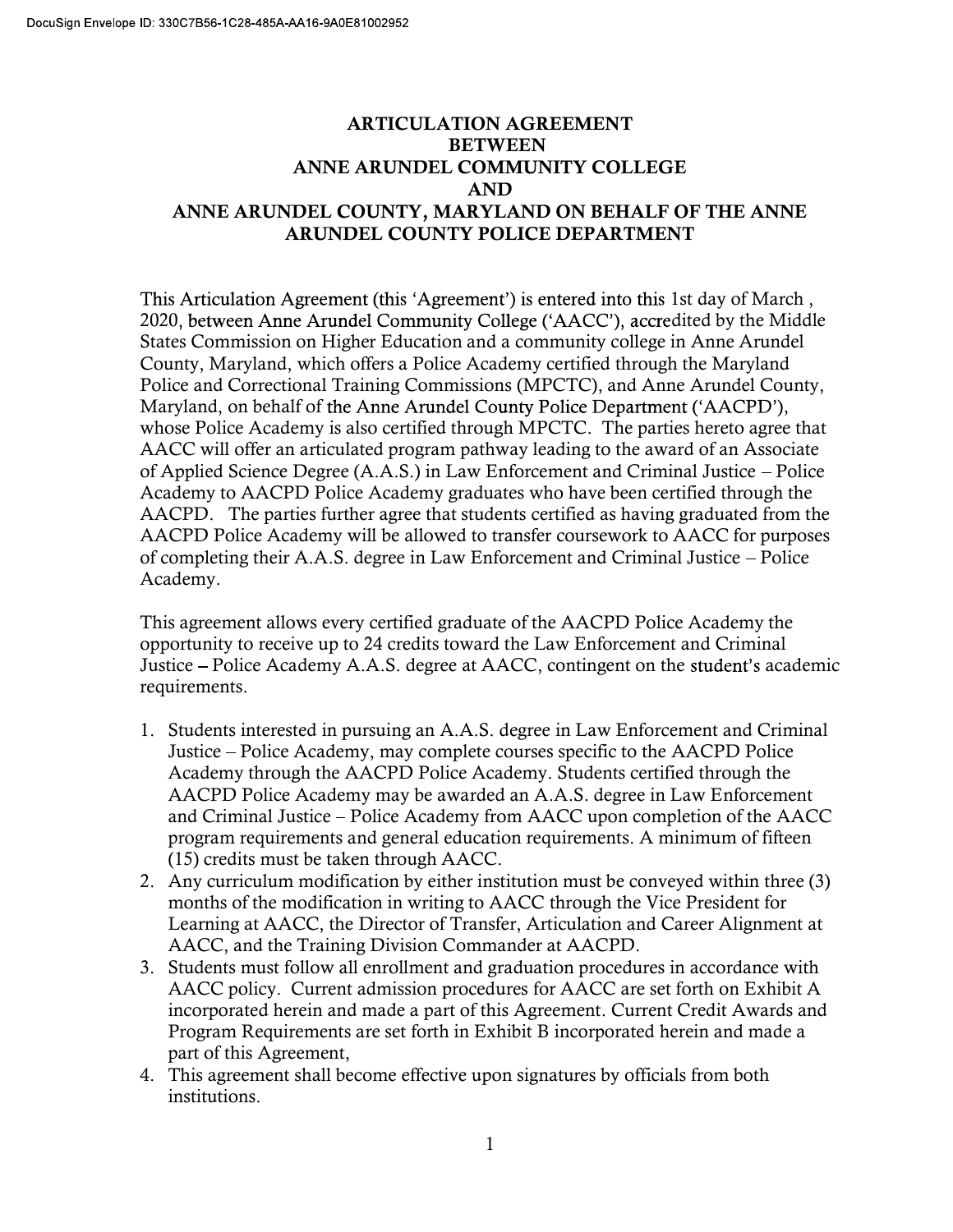# ARTICULATION AGREEMENT BETWEEN ANNE ARUNDEL COMMUNITY COLLEGE AND ANNE ARUNDEL COUNTY, MARYLAND ON BEHALF OF THE ANNE ARUNDEL COUNTY POLICE DEPARTMENT

This Articulation Agreement (this 'Agreement') is entered into this 1st day of March , 2020, between Anne Arundel Community College ('AACC'), accredited by the Middle States Commission on Higher Education and a community college in Anne Arundel County, Maryland, which offers a Police Academy certified through the Maryland Police and Correctional Training Commissions (MPCTC), and Anne Arundel County, Maryland, on behalf of the Anne Arundel County Police Department ('AACPD'), whose Police Academy is also certified through MPCTC. The parties hereto agree that AACC will offer an articulated program pathway leading to the award of an Associate of Applied Science Degree (A.A.S.) in Law Enforcement and Criminal Justice – Police Academy to AACPD Police Academy graduates who have been certified through the AACPD. The parties further agree that students certified as having graduated from the AACPD Police Academy will be allowed to transfer coursework to AACC for purposes of completing their A.A.S. degree in Law Enforcement and Criminal Justice – Police Academy.

This agreement allows every certified graduate of the AACPD Police Academy the opportunity to receive up to 24 credits toward the Law Enforcement and Criminal Justice – Police Academy A.A.S. degree at AACC, contingent on the student's academic requirements.

1. Students interested in pursuing an A.A.S. degree in Law Enforcement and Criminal Justice – Police Academy, may complete courses specific to the AACPD Police Academy through the AACPD Police Academy. Students certified through the AACPD Police Academy may be awarded an A.A.S. degree in Law Enforcement and Criminal Justice – Police Academy from AACC upon completion of the AACC program requirements and general education requirements. A minimum of fifteen (15) credits must be taken through AACC.
2. Any curriculum modification by either institution must be conveyed within three (3) months of the modification in writing to AACC through the Vice President for Learning at AACC, the Director of Transfer, Articulation and Career Alignment at AACC, and the Training Division Commander at AACPD.
3. Students must follow all enrollment and graduation procedures in accordance with AACC policy. Current admission procedures for AACC are set forth on Exhibit A incorporated herein and made a part of this Agreement. Current Credit Awards and Program Requirements are set forth in Exhibit B incorporated herein and made a part of this Agreement,
4. This agreement shall become effective upon signatures by officials from both institutions.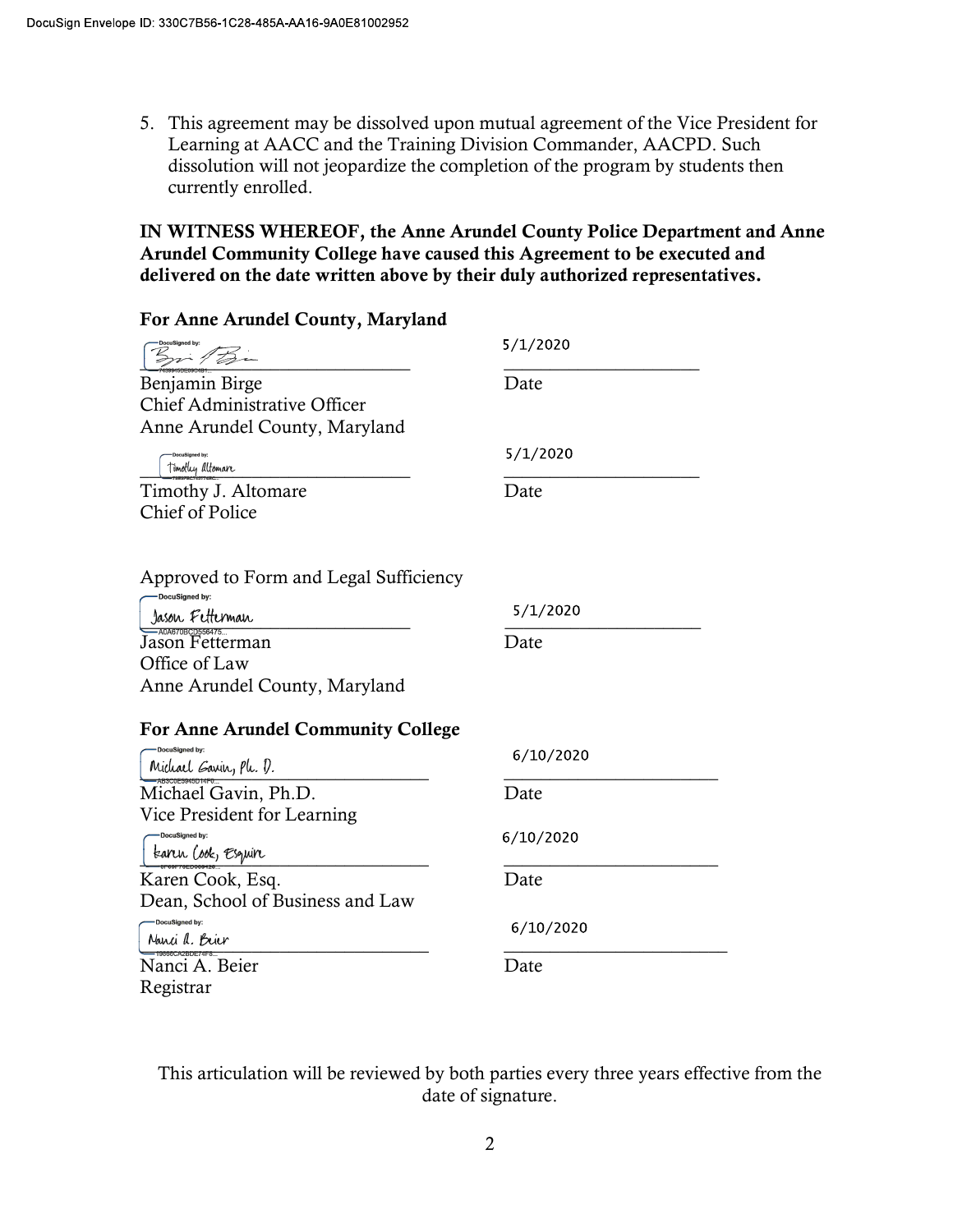5. This agreement may be dissolved upon mutual agreement of the Vice President for Learning at AACC and the Training Division Commander, AACPD. Such dissolution will not jeopardize the completion of the program by students then currently enrolled.

**IN WITNESS WHEREOF, the Anne Arundel County Police Department and Anne Arundel Community College have caused this Agreement to be executed and delivered on the date written above by their duly authorized representatives.**

**For Anne Arundel County, Maryland**

Benjamin Birge
Chief Administrative Officer
Anne Arundel County, Maryland

Date: 5/1/2020

Timothy J. Altomare
Chief of Police

Date: 5/1/2020

Approved to Form and Legal Sufficiency

Jason Fetterman
Office of Law
Anne Arundel County, Maryland

Date: 5/1/2020

**For Anne Arundel Community College**

Michael Gavin, Ph.D.
Vice President for Learning

Date: 6/10/2020

Karen Cook, Esq.
Dean, School of Business and Law

Date: 6/10/2020

Nanci A. Beier
Registrar

Date: 6/10/2020

This articulation will be reviewed by both parties every three years effective from the date of signature.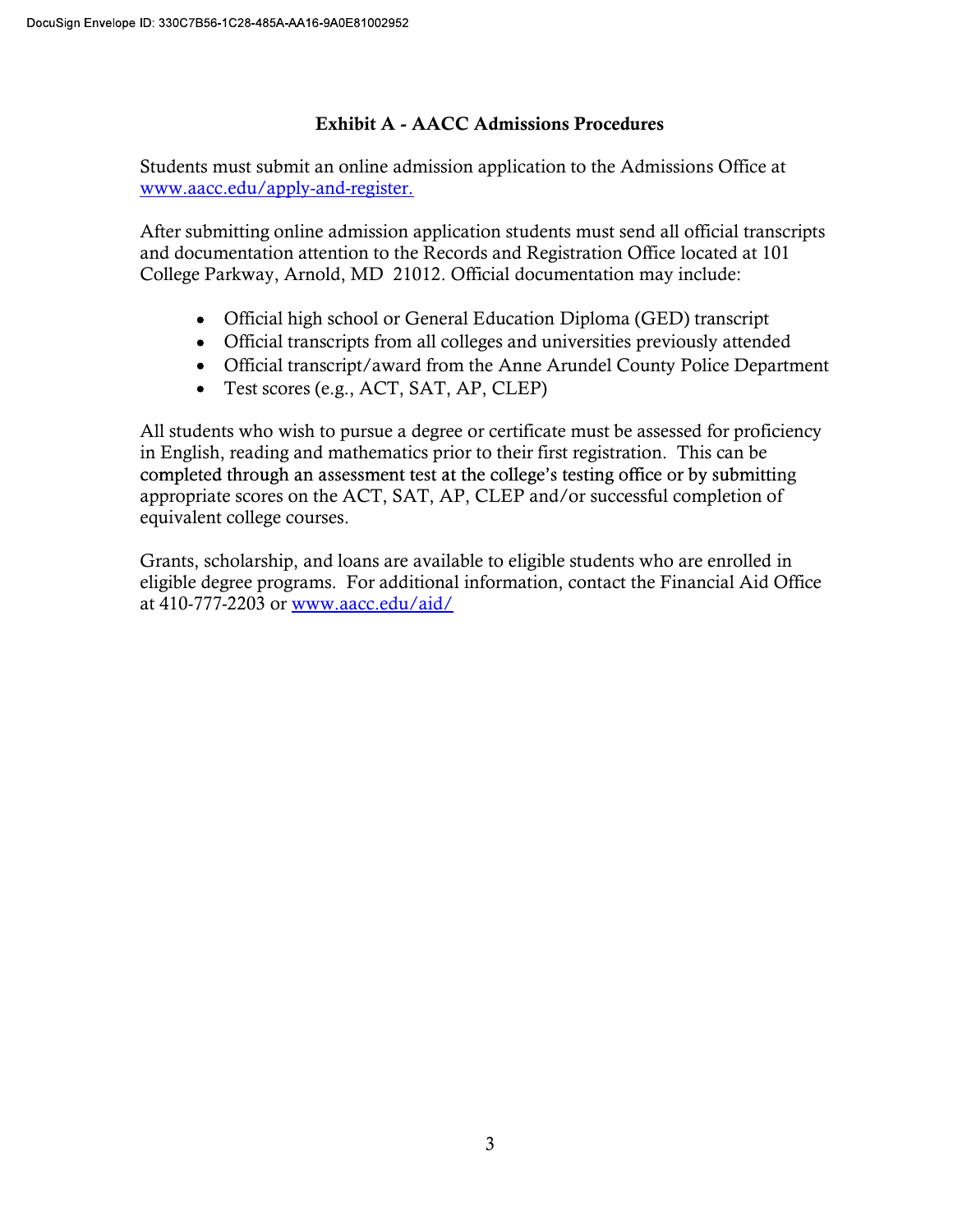## Exhibit A - AACC Admissions Procedures

Students must submit an online admission application to the Admissions Office at [www.aacc.edu/apply-and-register.](www.aacc.edu/apply-and-register)

After submitting online admission application students must send all official transcripts and documentation attention to the Records and Registration Office located at 101 College Parkway, Arnold, MD 21012. Official documentation may include:

- Official high school or General Education Diploma (GED) transcript
- Official transcripts from all colleges and universities previously attended
- Official transcript/award from the Anne Arundel County Police Department
- Test scores (e.g., ACT, SAT, AP, CLEP)

All students who wish to pursue a degree or certificate must be assessed for proficiency in English, reading and mathematics prior to their first registration. This can be completed through an assessment test at the college's testing office or by submitting appropriate scores on the ACT, SAT, AP, CLEP and/or successful completion of equivalent college courses.

Grants, scholarship, and loans are available to eligible students who are enrolled in eligible degree programs. For additional information, contact the Financial Aid Office at 410-777-2203 or [www.aacc.edu/aid/](www.aacc.edu/aid/)